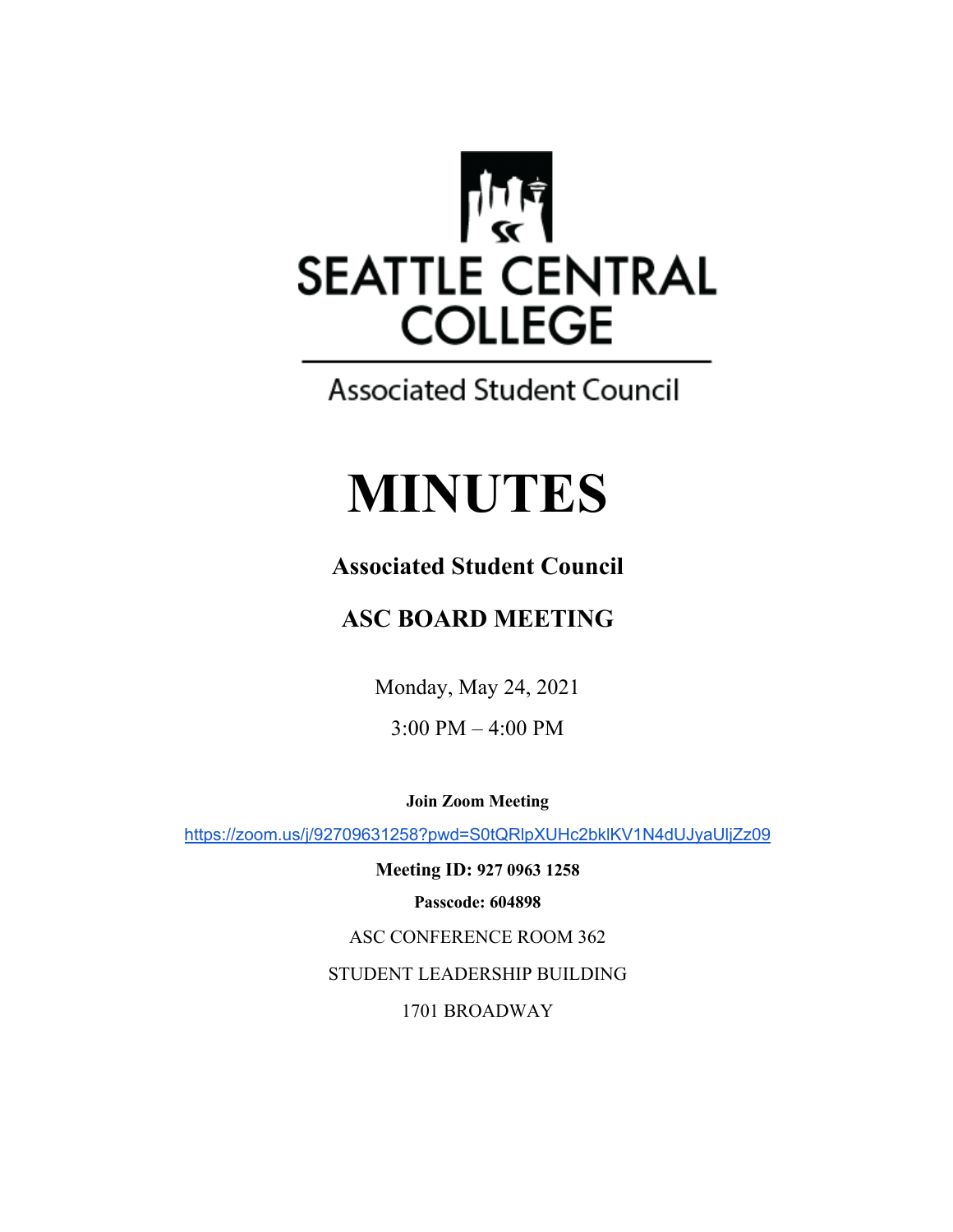SEATTLE CENTRAL COLLEGE

Associated Student Council

# MINUTES

## Associated Student Council

## ASC BOARD MEETING

Monday, May 24, 2021

3:00 PM – 4:00 PM

**Join Zoom Meeting**

https://zoom.us/j/92709631258?pwd=S0tQRlpXUHc2bklKV1N4dUJyaUljZz09

**Meeting ID: 927 0963 1258**

**Passcode: 604898**

ASC CONFERENCE ROOM 362

STUDENT LEADERSHIP BUILDING

1701 BROADWAY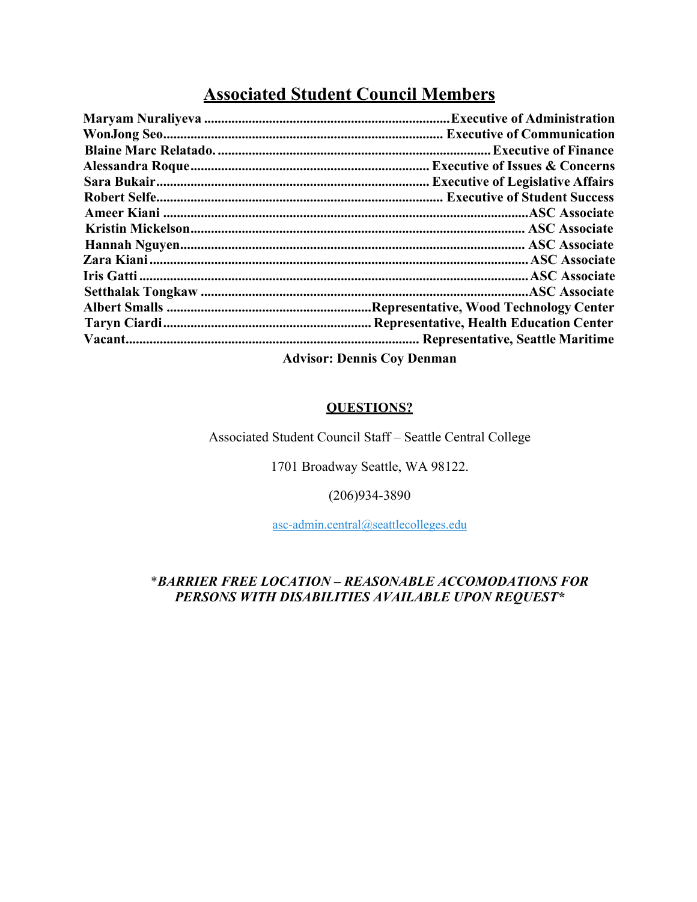## Associated Student Council Members

**Maryam Nuraliyeva ...................................................................... Executive of Administration**
**WonJong Seo................................................................................ Executive of Communication**
**Blaine Marc Relatado. ............................................................................... Executive of Finance**
**Alessandra Roque..................................................................... Executive of Issues & Concerns**
**Sara Bukair............................................................................... Executive of Legislative Affairs**
**Robert Selfe.................................................................................. Executive of Student Success**
**Ameer Kiani ......................................................................................................... ASC Associate**
**Kristin Mickelson................................................................................................ ASC Associate**
**Hannah Nguyen................................................................................................... ASC Associate**
**Zara Kiani ............................................................................................................ ASC Associate**
**Iris Gatti ................................................................................................................ ASC Associate**
**Setthalak Tongkaw ................................................................................................ ASC Associate**
**Albert Smalls ............................................................ Representative, Wood Technology Center**
**Taryn Ciardi............................................................ Representative, Health Education Center**
**Vacant..................................................................................... Representative, Seattle Maritime**

**Advisor: Dennis Coy Denman**

**QUESTIONS?**

Associated Student Council Staff – Seattle Central College

1701 Broadway Seattle, WA 98122.

(206)934-3890

asc-admin.central@seattlecolleges.edu

\**BARRIER FREE LOCATION – REASONABLE ACCOMODATIONS FOR PERSONS WITH DISABILITIES AVAILABLE UPON REQUEST**\*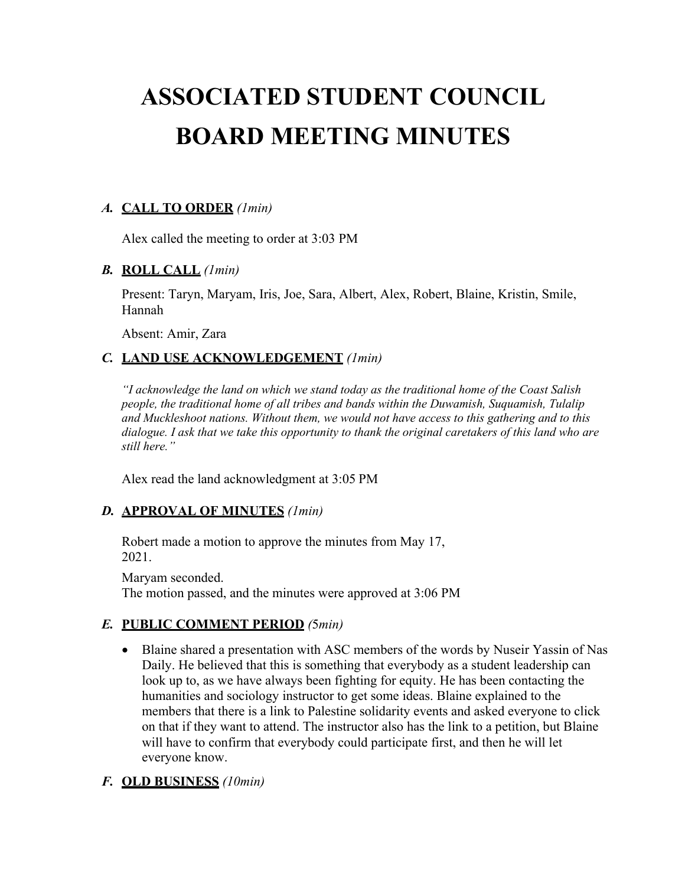# ASSOCIATED STUDENT COUNCIL BOARD MEETING MINUTES

### *A.* **CALL TO ORDER** *(1min)*

Alex called the meeting to order at 3:03 PM

### *B.* **ROLL CALL** *(1min)*

Present: Taryn, Maryam, Iris, Joe, Sara, Albert, Alex, Robert, Blaine, Kristin, Smile, Hannah

Absent: Amir, Zara

### *C.* **LAND USE ACKNOWLEDGEMENT** *(1min)*

*"I acknowledge the land on which we stand today as the traditional home of the Coast Salish people, the traditional home of all tribes and bands within the Duwamish, Suquamish, Tulalip and Muckleshoot nations. Without them, we would not have access to this gathering and to this dialogue. I ask that we take this opportunity to thank the original caretakers of this land who are still here."*

Alex read the land acknowledgment at 3:05 PM

### *D.* **APPROVAL OF MINUTES** *(1min)*

Robert made a motion to approve the minutes from May 17, 2021.

Maryam seconded.
The motion passed, and the minutes were approved at 3:06 PM

### *E.* **PUBLIC COMMENT PERIOD** *(5min)*

- Blaine shared a presentation with ASC members of the words by Nuseir Yassin of Nas Daily. He believed that this is something that everybody as a student leadership can look up to, as we have always been fighting for equity. He has been contacting the humanities and sociology instructor to get some ideas. Blaine explained to the members that there is a link to Palestine solidarity events and asked everyone to click on that if they want to attend. The instructor also has the link to a petition, but Blaine will have to confirm that everybody could participate first, and then he will let everyone know.

### *F.* **OLD BUSINESS** *(10min)*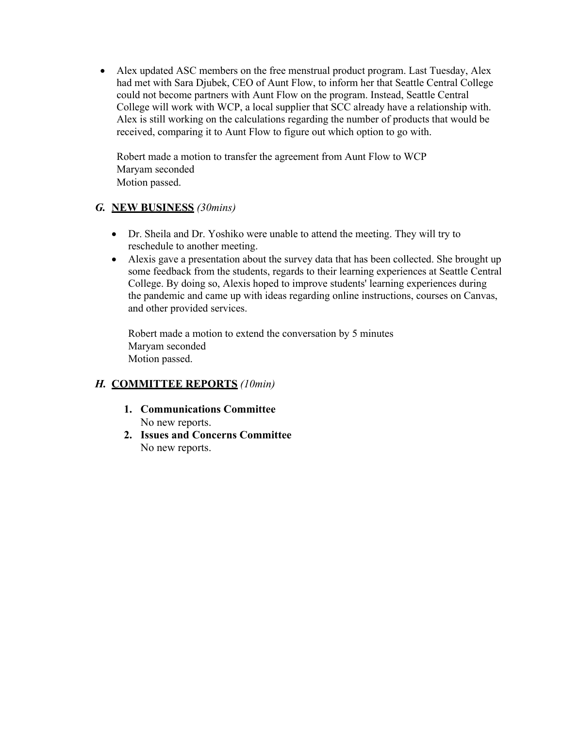- Alex updated ASC members on the free menstrual product program. Last Tuesday, Alex had met with Sara Djubek, CEO of Aunt Flow, to inform her that Seattle Central College could not become partners with Aunt Flow on the program. Instead, Seattle Central College will work with WCP, a local supplier that SCC already have a relationship with. Alex is still working on the calculations regarding the number of products that would be received, comparing it to Aunt Flow to figure out which option to go with.

  Robert made a motion to transfer the agreement from Aunt Flow to WCP
  Maryam seconded
  Motion passed.

### *G.* **NEW BUSINESS** *(30mins)*

- Dr. Sheila and Dr. Yoshiko were unable to attend the meeting. They will try to reschedule to another meeting.
- Alexis gave a presentation about the survey data that has been collected. She brought up some feedback from the students, regards to their learning experiences at Seattle Central College. By doing so, Alexis hoped to improve students' learning experiences during the pandemic and came up with ideas regarding online instructions, courses on Canvas, and other provided services.

  Robert made a motion to extend the conversation by 5 minutes
  Maryam seconded
  Motion passed.

### *H.* **COMMITTEE REPORTS** *(10min)*

1. **Communications Committee**
   No new reports.
2. **Issues and Concerns Committee**
   No new reports.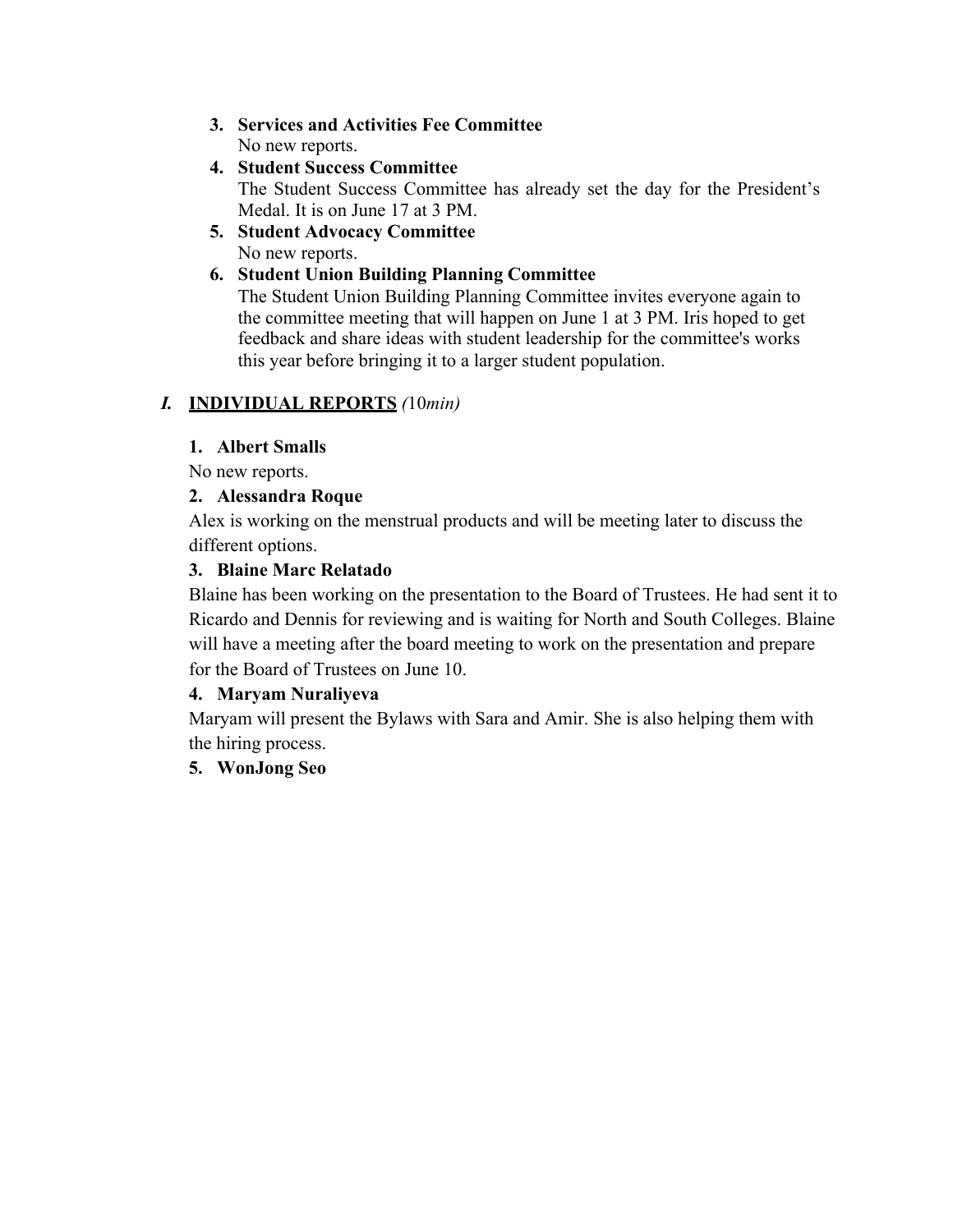3. **Services and Activities Fee Committee**
   No new reports.
4. **Student Success Committee**
   The Student Success Committee has already set the day for the President's Medal. It is on June 17 at 3 PM.
5. **Student Advocacy Committee**
   No new reports.
6. **Student Union Building Planning Committee**
   The Student Union Building Planning Committee invites everyone again to the committee meeting that will happen on June 1 at 3 PM. Iris hoped to get feedback and share ideas with student leadership for the committee's works this year before bringing it to a larger student population.

## *I.* <u>INDIVIDUAL REPORTS</u> *(*10*min)*

**1. Albert Smalls**

No new reports.

**2. Alessandra Roque**

Alex is working on the menstrual products and will be meeting later to discuss the different options.

**3. Blaine Marc Relatado**

Blaine has been working on the presentation to the Board of Trustees. He had sent it to Ricardo and Dennis for reviewing and is waiting for North and South Colleges. Blaine will have a meeting after the board meeting to work on the presentation and prepare for the Board of Trustees on June 10.

**4. Maryam Nuraliyeva**

Maryam will present the Bylaws with Sara and Amir. She is also helping them with the hiring process.

**5. WonJong Seo**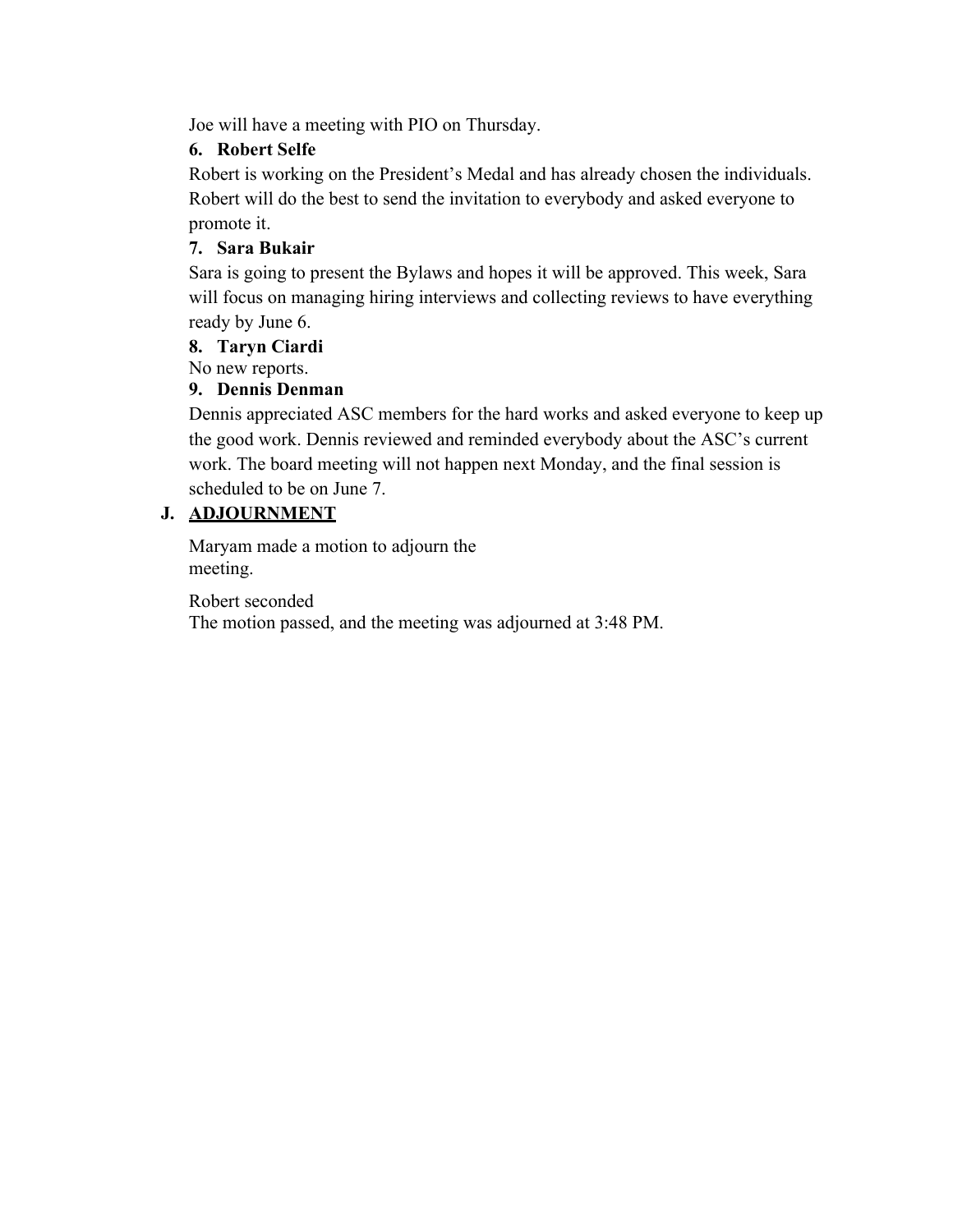Joe will have a meeting with PIO on Thursday.

**6. Robert Selfe**

Robert is working on the President's Medal and has already chosen the individuals. Robert will do the best to send the invitation to everybody and asked everyone to promote it.

**7. Sara Bukair**

Sara is going to present the Bylaws and hopes it will be approved. This week, Sara will focus on managing hiring interviews and collecting reviews to have everything ready by June 6.

**8. Taryn Ciardi**

No new reports.

**9. Dennis Denman**

Dennis appreciated ASC members for the hard works and asked everyone to keep up the good work. Dennis reviewed and reminded everybody about the ASC's current work. The board meeting will not happen next Monday, and the final session is scheduled to be on June 7.

## J. ADJOURNMENT

Maryam made a motion to adjourn the meeting.

Robert seconded
The motion passed, and the meeting was adjourned at 3:48 PM.